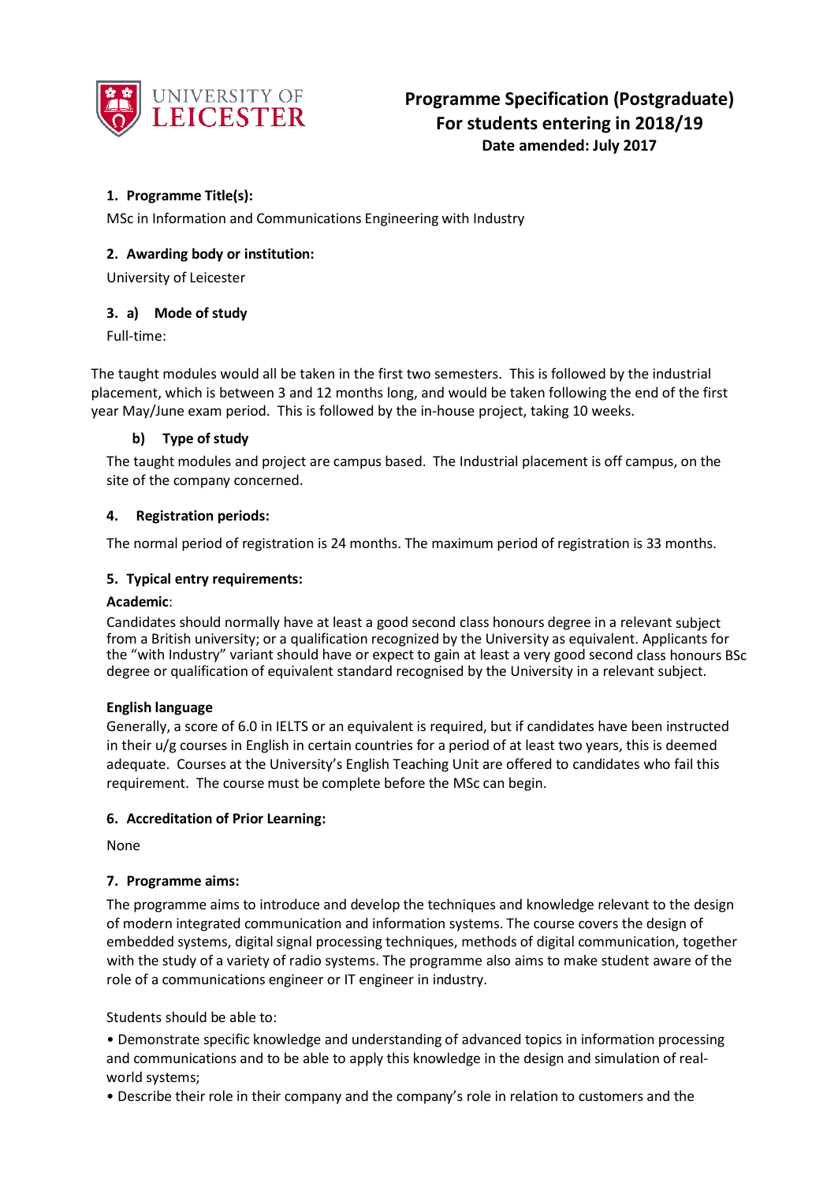# Programme Specification (Postgraduate)
## For students entering in 2018/19
**Date amended: July 2017**

### 1. Programme Title(s):

MSc in Information and Communications Engineering with Industry

### 2. Awarding body or institution:

University of Leicester

### 3. a) Mode of study

Full-time:

The taught modules would all be taken in the first two semesters. This is followed by the industrial placement, which is between 3 and 12 months long, and would be taken following the end of the first year May/June exam period. This is followed by the in-house project, taking 10 weeks.

#### b) Type of study

The taught modules and project are campus based. The Industrial placement is off campus, on the site of the company concerned.

### 4. Registration periods:

The normal period of registration is 24 months. The maximum period of registration is 33 months.

### 5. Typical entry requirements:

**Academic**:

Candidates should normally have at least a good second class honours degree in a relevant subject from a British university; or a qualification recognized by the University as equivalent. Applicants for the "with Industry" variant should have or expect to gain at least a very good second class honours BSc degree or qualification of equivalent standard recognised by the University in a relevant subject.

**English language**

Generally, a score of 6.0 in IELTS or an equivalent is required, but if candidates have been instructed in their u/g courses in English in certain countries for a period of at least two years, this is deemed adequate. Courses at the University's English Teaching Unit are offered to candidates who fail this requirement. The course must be complete before the MSc can begin.

### 6. Accreditation of Prior Learning:

None

### 7. Programme aims:

The programme aims to introduce and develop the techniques and knowledge relevant to the design of modern integrated communication and information systems. The course covers the design of embedded systems, digital signal processing techniques, methods of digital communication, together with the study of a variety of radio systems. The programme also aims to make student aware of the role of a communications engineer or IT engineer in industry.

Students should be able to:

- Demonstrate specific knowledge and understanding of advanced topics in information processing and communications and to be able to apply this knowledge in the design and simulation of real-world systems;
- Describe their role in their company and the company's role in relation to customers and the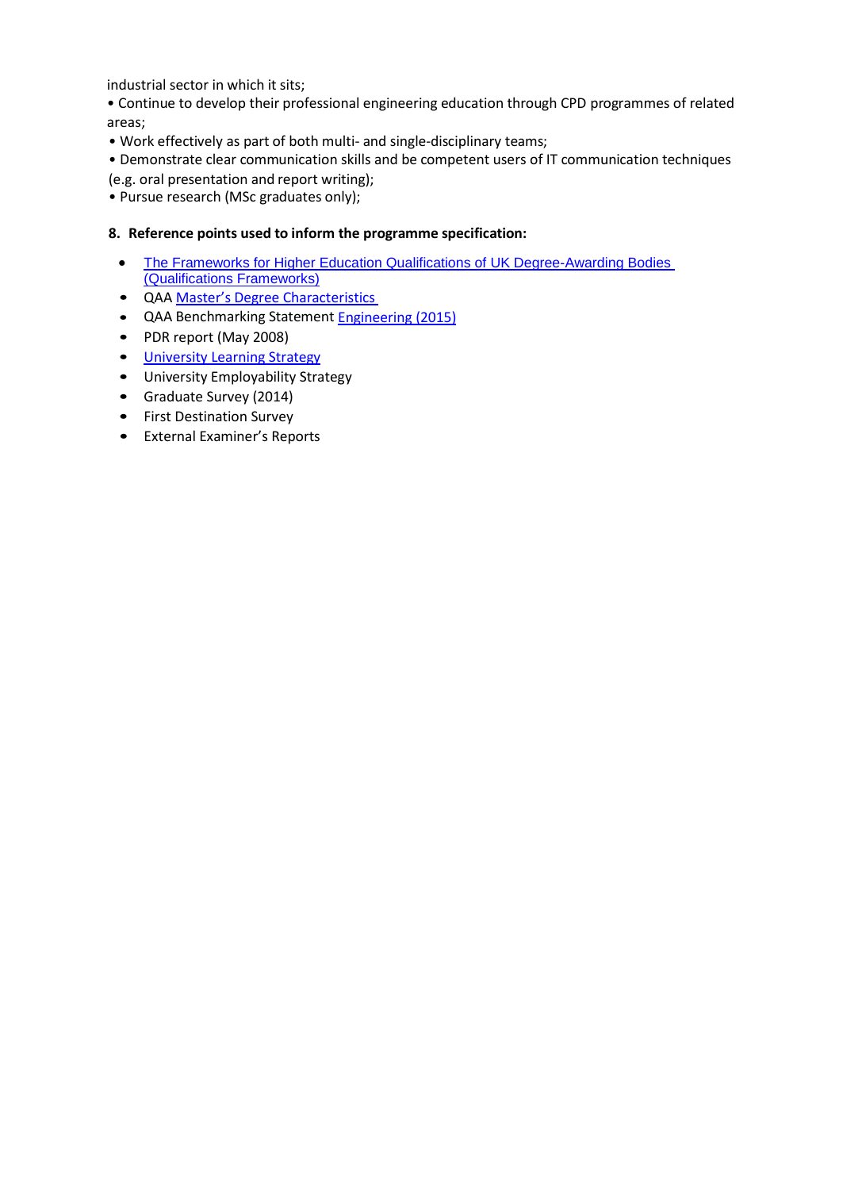industrial sector in which it sits;

- Continue to develop their professional engineering education through CPD programmes of related areas;
- Work effectively as part of both multi- and single-disciplinary teams;
- Demonstrate clear communication skills and be competent users of IT communication techniques (e.g. oral presentation and report writing);
- Pursue research (MSc graduates only);

**8. Reference points used to inform the programme specification:**

- The Frameworks for Higher Education Qualifications of UK Degree-Awarding Bodies (Qualifications Frameworks)
- QAA Master's Degree Characteristics
- QAA Benchmarking Statement Engineering (2015)
- PDR report (May 2008)
- University Learning Strategy
- University Employability Strategy
- Graduate Survey (2014)
- First Destination Survey
- External Examiner's Reports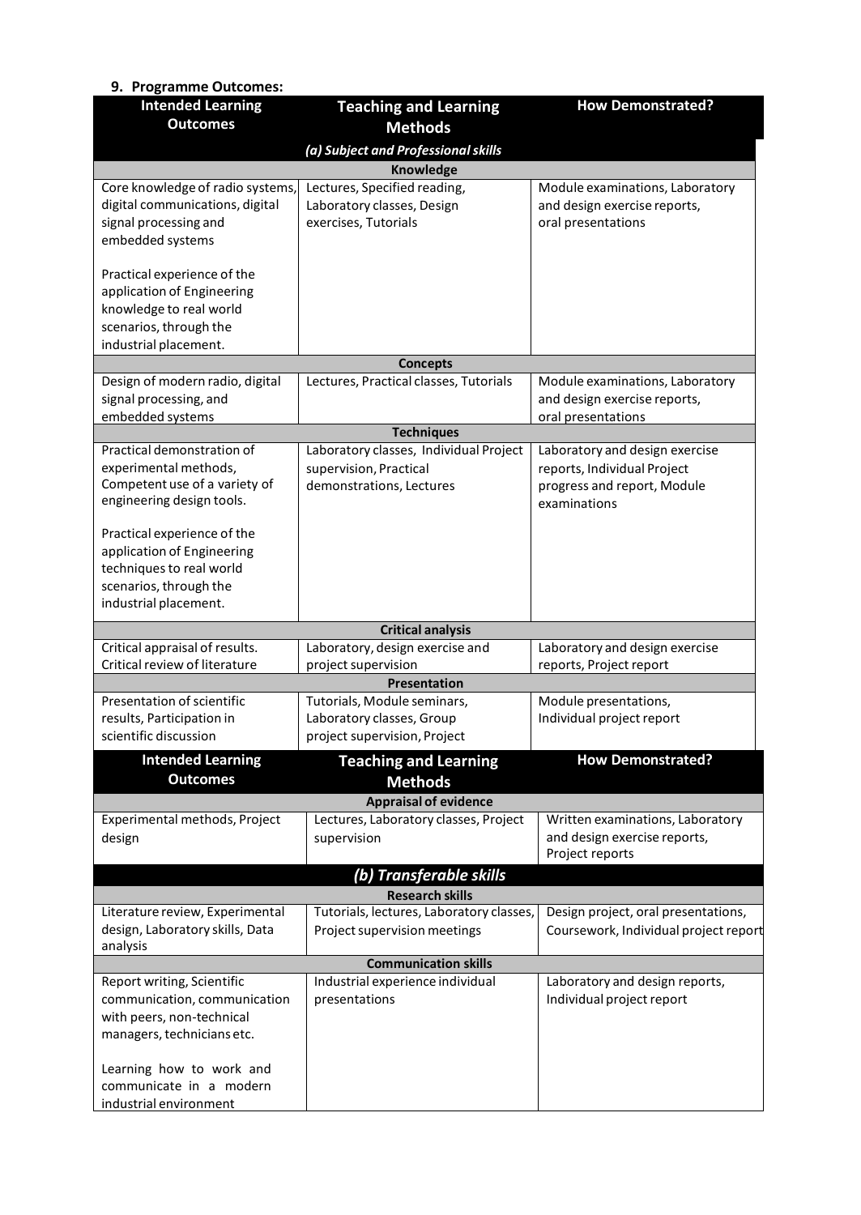## 9. Programme Outcomes:

| Intended Learning Outcomes | Teaching and Learning Methods | How Demonstrated? |
|---|---|---|
| ***(a) Subject and Professional skills*** | | |
| **Knowledge** | | |
| Core knowledge of radio systems, digital communications, digital signal processing and embedded systems<br><br>Practical experience of the application of Engineering knowledge to real world scenarios, through the industrial placement. | Lectures, Specified reading, Laboratory classes, Design exercises, Tutorials | Module examinations, Laboratory and design exercise reports, oral presentations |
| **Concepts** | | |
| Design of modern radio, digital signal processing, and embedded systems | Lectures, Practical classes, Tutorials | Module examinations, Laboratory and design exercise reports, oral presentations |
| **Techniques** | | |
| Practical demonstration of experimental methods, Competent use of a variety of engineering design tools.<br><br>Practical experience of the application of Engineering techniques to real world scenarios, through the industrial placement. | Laboratory classes, Individual Project supervision, Practical demonstrations, Lectures | Laboratory and design exercise reports, Individual Project progress and report, Module examinations |
| **Critical analysis** | | |
| Critical appraisal of results. Critical review of literature | Laboratory, design exercise and project supervision | Laboratory and design exercise reports, Project report |
| **Presentation** | | |
| Presentation of scientific results, Participation in scientific discussion | Tutorials, Module seminars, Laboratory classes, Group project supervision, Project | Module presentations, Individual project report |

| Intended Learning Outcomes | Teaching and Learning Methods | How Demonstrated? |
|---|---|---|
| **Appraisal of evidence** | | |
| Experimental methods, Project design | Lectures, Laboratory classes, Project supervision | Written examinations, Laboratory and design exercise reports, Project reports |
| ***(b) Transferable skills*** | | |
| **Research skills** | | |
| Literature review, Experimental design, Laboratory skills, Data analysis | Tutorials, lectures, Laboratory classes, Project supervision meetings | Design project, oral presentations, Coursework, Individual project report |
| **Communication skills** | | |
| Report writing, Scientific communication, communication with peers, non-technical managers, technicians etc.<br><br>Learning how to work and communicate in a modern industrial environment | Industrial experience individual presentations | Laboratory and design reports, Individual project report |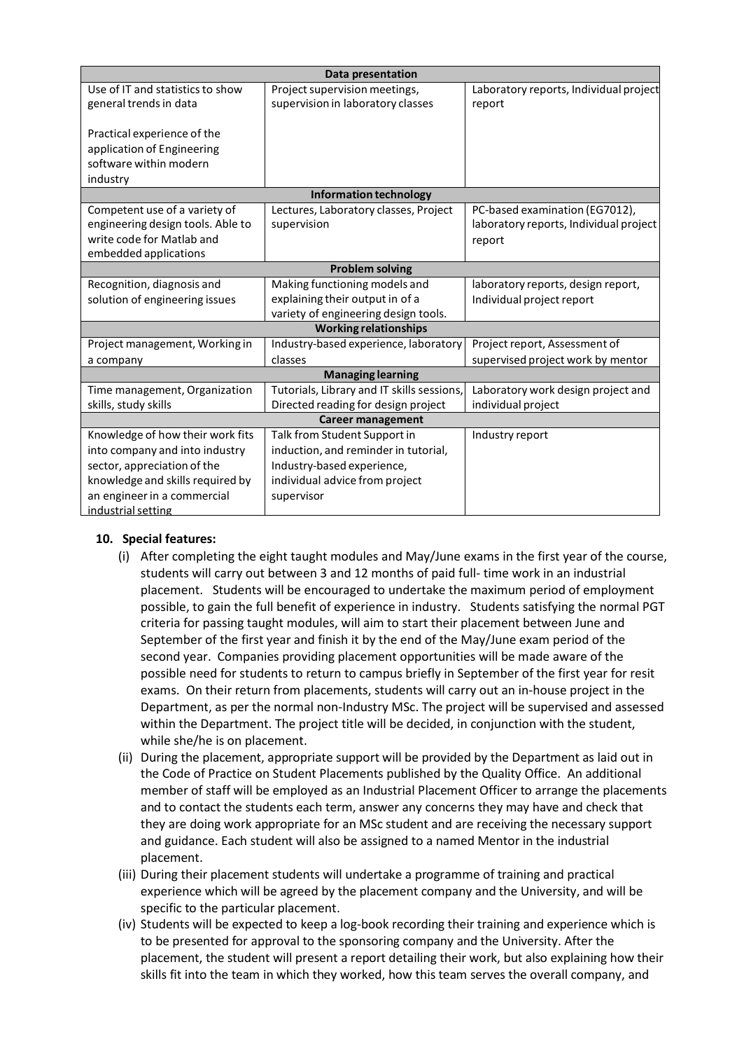| Data presentation | | |
|---|---|---|
| Use of IT and statistics to show general trends in data<br><br>Practical experience of the application of Engineering software within modern industry | Project supervision meetings, supervision in laboratory classes | Laboratory reports, Individual project report |
| **Information technology** | | |
| Competent use of a variety of engineering design tools. Able to write code for Matlab and embedded applications | Lectures, Laboratory classes, Project supervision | PC-based examination (EG7012), laboratory reports, Individual project report |
| **Problem solving** | | |
| Recognition, diagnosis and solution of engineering issues | Making functioning models and explaining their output in of a variety of engineering design tools. | laboratory reports, design report, Individual project report |
| **Working relationships** | | |
| Project management, Working in a company | Industry-based experience, laboratory classes | Project report, Assessment of supervised project work by mentor |
| **Managing learning** | | |
| Time management, Organization skills, study skills | Tutorials, Library and IT skills sessions, Directed reading for design project | Laboratory work design project and individual project |
| **Career management** | | |
| Knowledge of how their work fits into company and into industry sector, appreciation of the knowledge and skills required by an engineer in a commercial industrial setting | Talk from Student Support in induction, and reminder in tutorial, Industry-based experience, individual advice from project supervisor | Industry report |

**10. Special features:**

(i) After completing the eight taught modules and May/June exams in the first year of the course, students will carry out between 3 and 12 months of paid full- time work in an industrial placement. Students will be encouraged to undertake the maximum period of employment possible, to gain the full benefit of experience in industry. Students satisfying the normal PGT criteria for passing taught modules, will aim to start their placement between June and September of the first year and finish it by the end of the May/June exam period of the second year. Companies providing placement opportunities will be made aware of the possible need for students to return to campus briefly in September of the first year for resit exams. On their return from placements, students will carry out an in-house project in the Department, as per the normal non-Industry MSc. The project will be supervised and assessed within the Department. The project title will be decided, in conjunction with the student, while she/he is on placement.

(ii) During the placement, appropriate support will be provided by the Department as laid out in the Code of Practice on Student Placements published by the Quality Office. An additional member of staff will be employed as an Industrial Placement Officer to arrange the placements and to contact the students each term, answer any concerns they may have and check that they are doing work appropriate for an MSc student and are receiving the necessary support and guidance. Each student will also be assigned to a named Mentor in the industrial placement.

(iii) During their placement students will undertake a programme of training and practical experience which will be agreed by the placement company and the University, and will be specific to the particular placement.

(iv) Students will be expected to keep a log-book recording their training and experience which is to be presented for approval to the sponsoring company and the University. After the placement, the student will present a report detailing their work, but also explaining how their skills fit into the team in which they worked, how this team serves the overall company, and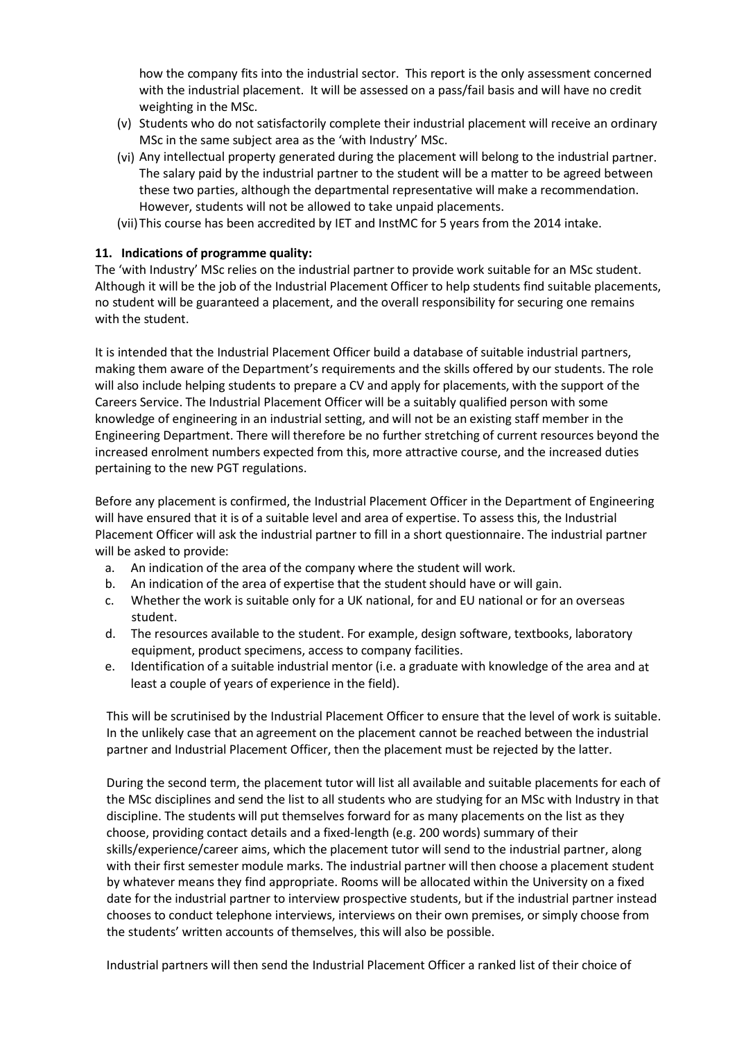how the company fits into the industrial sector. This report is the only assessment concerned with the industrial placement. It will be assessed on a pass/fail basis and will have no credit weighting in the MSc.

(v) Students who do not satisfactorily complete their industrial placement will receive an ordinary MSc in the same subject area as the 'with Industry' MSc.

(vi) Any intellectual property generated during the placement will belong to the industrial partner. The salary paid by the industrial partner to the student will be a matter to be agreed between these two parties, although the departmental representative will make a recommendation. However, students will not be allowed to take unpaid placements.

(vii) This course has been accredited by IET and InstMC for 5 years from the 2014 intake.

**11. Indications of programme quality:**

The 'with Industry' MSc relies on the industrial partner to provide work suitable for an MSc student. Although it will be the job of the Industrial Placement Officer to help students find suitable placements, no student will be guaranteed a placement, and the overall responsibility for securing one remains with the student.

It is intended that the Industrial Placement Officer build a database of suitable industrial partners, making them aware of the Department's requirements and the skills offered by our students. The role will also include helping students to prepare a CV and apply for placements, with the support of the Careers Service. The Industrial Placement Officer will be a suitably qualified person with some knowledge of engineering in an industrial setting, and will not be an existing staff member in the Engineering Department. There will therefore be no further stretching of current resources beyond the increased enrolment numbers expected from this, more attractive course, and the increased duties pertaining to the new PGT regulations.

Before any placement is confirmed, the Industrial Placement Officer in the Department of Engineering will have ensured that it is of a suitable level and area of expertise. To assess this, the Industrial Placement Officer will ask the industrial partner to fill in a short questionnaire. The industrial partner will be asked to provide:

a. An indication of the area of the company where the student will work.
b. An indication of the area of expertise that the student should have or will gain.
c. Whether the work is suitable only for a UK national, for and EU national or for an overseas student.
d. The resources available to the student. For example, design software, textbooks, laboratory equipment, product specimens, access to company facilities.
e. Identification of a suitable industrial mentor (i.e. a graduate with knowledge of the area and at least a couple of years of experience in the field).

This will be scrutinised by the Industrial Placement Officer to ensure that the level of work is suitable. In the unlikely case that an agreement on the placement cannot be reached between the industrial partner and Industrial Placement Officer, then the placement must be rejected by the latter.

During the second term, the placement tutor will list all available and suitable placements for each of the MSc disciplines and send the list to all students who are studying for an MSc with Industry in that discipline. The students will put themselves forward for as many placements on the list as they choose, providing contact details and a fixed-length (e.g. 200 words) summary of their skills/experience/career aims, which the placement tutor will send to the industrial partner, along with their first semester module marks. The industrial partner will then choose a placement student by whatever means they find appropriate. Rooms will be allocated within the University on a fixed date for the industrial partner to interview prospective students, but if the industrial partner instead chooses to conduct telephone interviews, interviews on their own premises, or simply choose from the students' written accounts of themselves, this will also be possible.

Industrial partners will then send the Industrial Placement Officer a ranked list of their choice of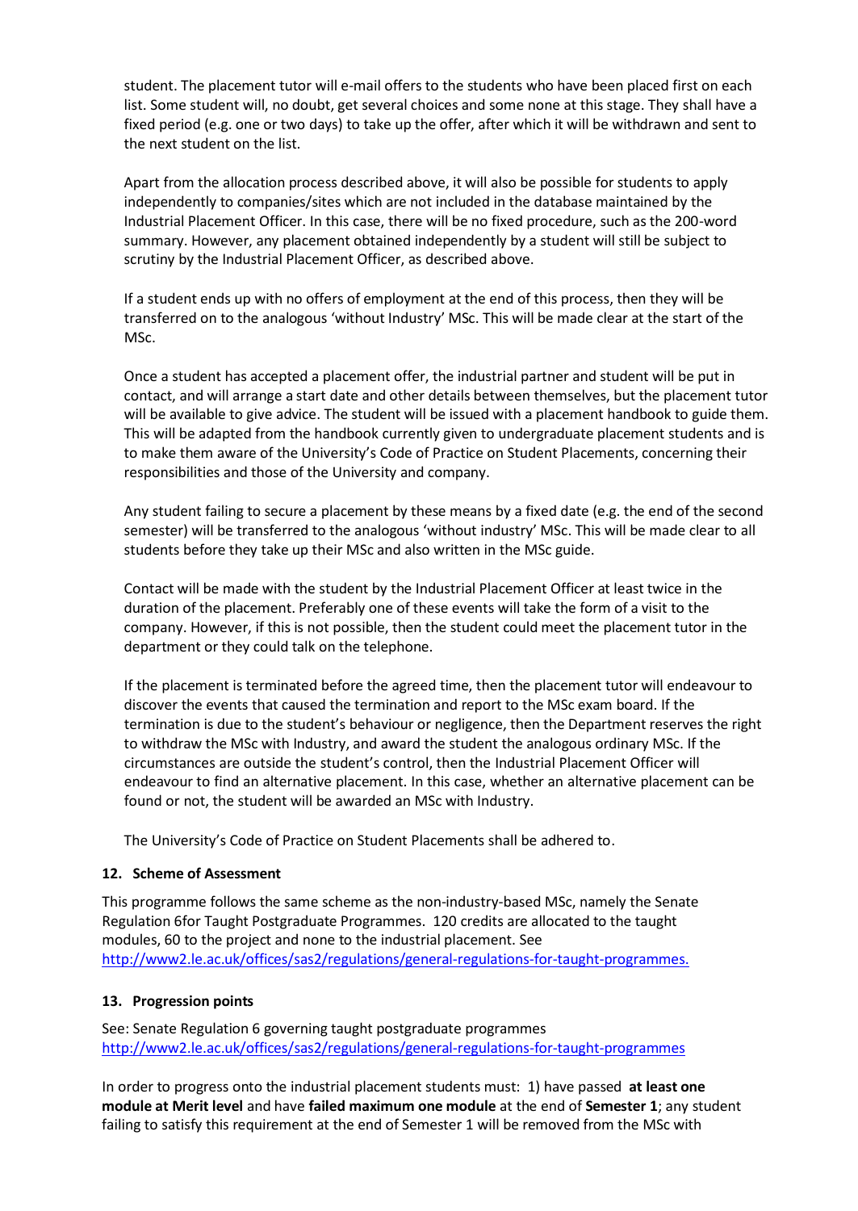student. The placement tutor will e-mail offers to the students who have been placed first on each list. Some student will, no doubt, get several choices and some none at this stage. They shall have a fixed period (e.g. one or two days) to take up the offer, after which it will be withdrawn and sent to the next student on the list.

Apart from the allocation process described above, it will also be possible for students to apply independently to companies/sites which are not included in the database maintained by the Industrial Placement Officer. In this case, there will be no fixed procedure, such as the 200-word summary. However, any placement obtained independently by a student will still be subject to scrutiny by the Industrial Placement Officer, as described above.

If a student ends up with no offers of employment at the end of this process, then they will be transferred on to the analogous 'without Industry' MSc. This will be made clear at the start of the MSc.

Once a student has accepted a placement offer, the industrial partner and student will be put in contact, and will arrange a start date and other details between themselves, but the placement tutor will be available to give advice. The student will be issued with a placement handbook to guide them. This will be adapted from the handbook currently given to undergraduate placement students and is to make them aware of the University's Code of Practice on Student Placements, concerning their responsibilities and those of the University and company.

Any student failing to secure a placement by these means by a fixed date (e.g. the end of the second semester) will be transferred to the analogous 'without industry' MSc. This will be made clear to all students before they take up their MSc and also written in the MSc guide.

Contact will be made with the student by the Industrial Placement Officer at least twice in the duration of the placement. Preferably one of these events will take the form of a visit to the company. However, if this is not possible, then the student could meet the placement tutor in the department or they could talk on the telephone.

If the placement is terminated before the agreed time, then the placement tutor will endeavour to discover the events that caused the termination and report to the MSc exam board. If the termination is due to the student's behaviour or negligence, then the Department reserves the right to withdraw the MSc with Industry, and award the student the analogous ordinary MSc. If the circumstances are outside the student's control, then the Industrial Placement Officer will endeavour to find an alternative placement. In this case, whether an alternative placement can be found or not, the student will be awarded an MSc with Industry.

The University's Code of Practice on Student Placements shall be adhered to.

### 12. Scheme of Assessment

This programme follows the same scheme as the non-industry-based MSc, namely the Senate Regulation 6for Taught Postgraduate Programmes. 120 credits are allocated to the taught modules, 60 to the project and none to the industrial placement. See http://www2.le.ac.uk/offices/sas2/regulations/general-regulations-for-taught-programmes.

### 13. Progression points

See: Senate Regulation 6 governing taught postgraduate programmes
http://www2.le.ac.uk/offices/sas2/regulations/general-regulations-for-taught-programmes

In order to progress onto the industrial placement students must: 1) have passed **at least one module at Merit level** and have **failed maximum one module** at the end of **Semester 1**; any student failing to satisfy this requirement at the end of Semester 1 will be removed from the MSc with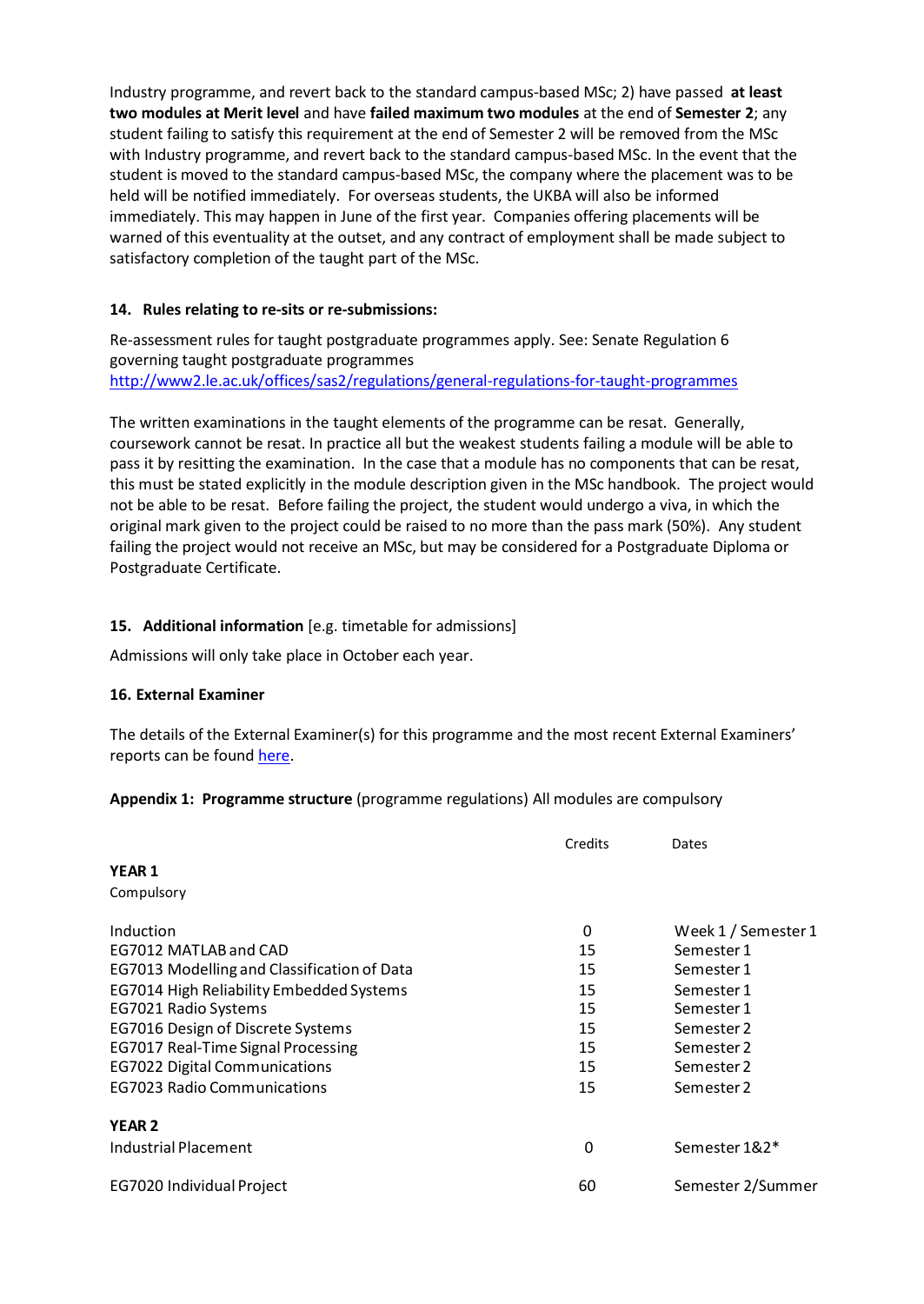Industry programme, and revert back to the standard campus-based MSc; 2) have passed **at least two modules at Merit level** and have **failed maximum two modules** at the end of **Semester 2**; any student failing to satisfy this requirement at the end of Semester 2 will be removed from the MSc with Industry programme, and revert back to the standard campus-based MSc. In the event that the student is moved to the standard campus-based MSc, the company where the placement was to be held will be notified immediately. For overseas students, the UKBA will also be informed immediately. This may happen in June of the first year. Companies offering placements will be warned of this eventuality at the outset, and any contract of employment shall be made subject to satisfactory completion of the taught part of the MSc.

### 14. Rules relating to re-sits or re-submissions:

Re-assessment rules for taught postgraduate programmes apply. See: Senate Regulation 6 governing taught postgraduate programmes
[http://www2.le.ac.uk/offices/sas2/regulations/general-regulations-for-taught-programmes](http://www2.le.ac.uk/offices/sas2/regulations/general-regulations-for-taught-programmes)

The written examinations in the taught elements of the programme can be resat. Generally, coursework cannot be resat. In practice all but the weakest students failing a module will be able to pass it by resitting the examination. In the case that a module has no components that can be resat, this must be stated explicitly in the module description given in the MSc handbook. The project would not be able to be resat. Before failing the project, the student would undergo a viva, in which the original mark given to the project could be raised to no more than the pass mark (50%). Any student failing the project would not receive an MSc, but may be considered for a Postgraduate Diploma or Postgraduate Certificate.

### 15. Additional information [e.g. timetable for admissions]

Admissions will only take place in October each year.

### 16. External Examiner

The details of the External Examiner(s) for this programme and the most recent External Examiners' reports can be found here.

**Appendix 1: Programme structure** (programme regulations) All modules are compulsory

| | Credits | Dates |
|---|---|---|
| **YEAR 1** | | |
| Compulsory | | |
| Induction | 0 | Week 1 / Semester 1 |
| EG7012 MATLAB and CAD | 15 | Semester 1 |
| EG7013 Modelling and Classification of Data | 15 | Semester 1 |
| EG7014 High Reliability Embedded Systems | 15 | Semester 1 |
| EG7021 Radio Systems | 15 | Semester 1 |
| EG7016 Design of Discrete Systems | 15 | Semester 2 |
| EG7017 Real-Time Signal Processing | 15 | Semester 2 |
| EG7022 Digital Communications | 15 | Semester 2 |
| EG7023 Radio Communications | 15 | Semester 2 |
| **YEAR 2** | | |
| Industrial Placement | 0 | Semester 1&2* |
| EG7020 Individual Project | 60 | Semester 2/Summer |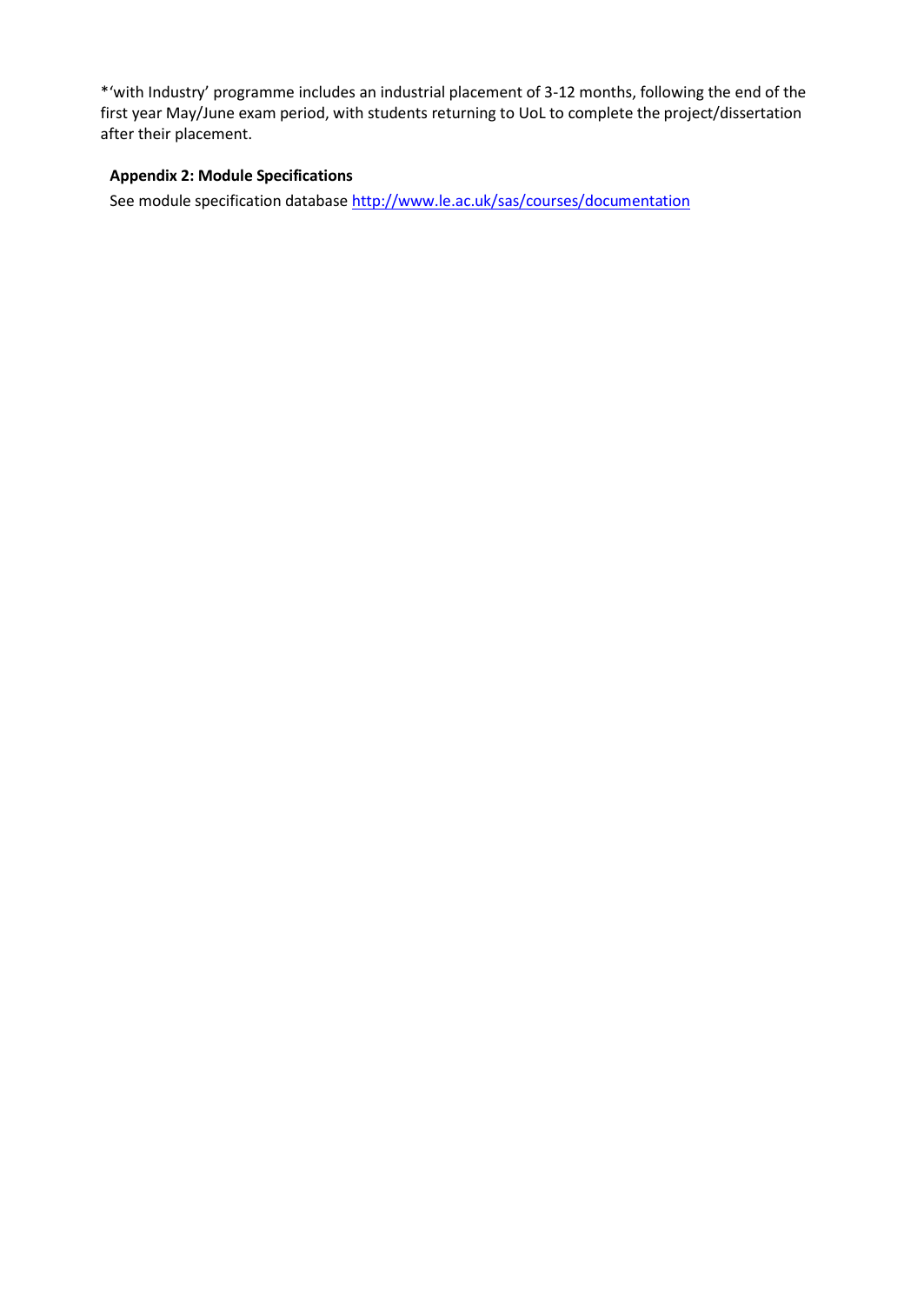*'with Industry' programme includes an industrial placement of 3-12 months, following the end of the first year May/June exam period, with students returning to UoL to complete the project/dissertation after their placement.

**Appendix 2: Module Specifications**

See module specification database [http://www.le.ac.uk/sas/courses/documentation](http://www.le.ac.uk/sas/courses/documentation)